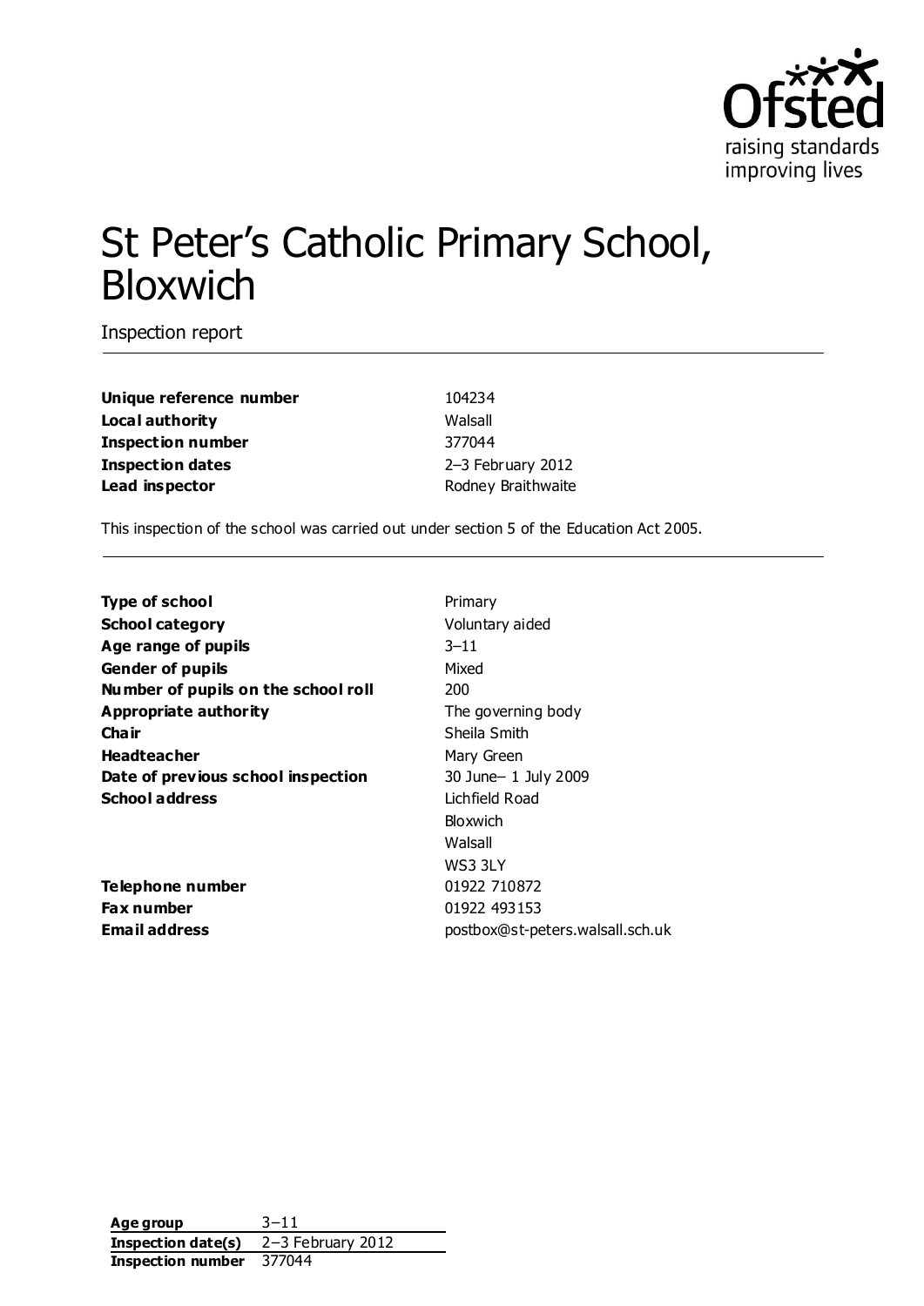# St Peter's Catholic Primary School, Bloxwich

Inspection report

| | |
|---|---|
| **Unique reference number** | 104234 |
| **Local authority** | Walsall |
| **Inspection number** | 377044 |
| **Inspection dates** | 2–3 February 2012 |
| **Lead inspector** | Rodney Braithwaite |

This inspection of the school was carried out under section 5 of the Education Act 2005.

| | |
|---|---|
| **Type of school** | Primary |
| **School category** | Voluntary aided |
| **Age range of pupils** | 3–11 |
| **Gender of pupils** | Mixed |
| **Number of pupils on the school roll** | 200 |
| **Appropriate authority** | The governing body |
| **Chair** | Sheila Smith |
| **Headteacher** | Mary Green |
| **Date of previous school inspection** | 30 June– 1 July 2009 |
| **School address** | Lichfield Road<br>Bloxwich<br>Walsall<br>WS3 3LY |
| **Telephone number** | 01922 710872 |
| **Fax number** | 01922 493153 |
| **Email address** | postbox@st-peters.walsall.sch.uk |

| | |
|---|---|
| **Age group** | 3–11 |
| **Inspection date(s)** | 2–3 February 2012 |
| **Inspection number** | 377044 |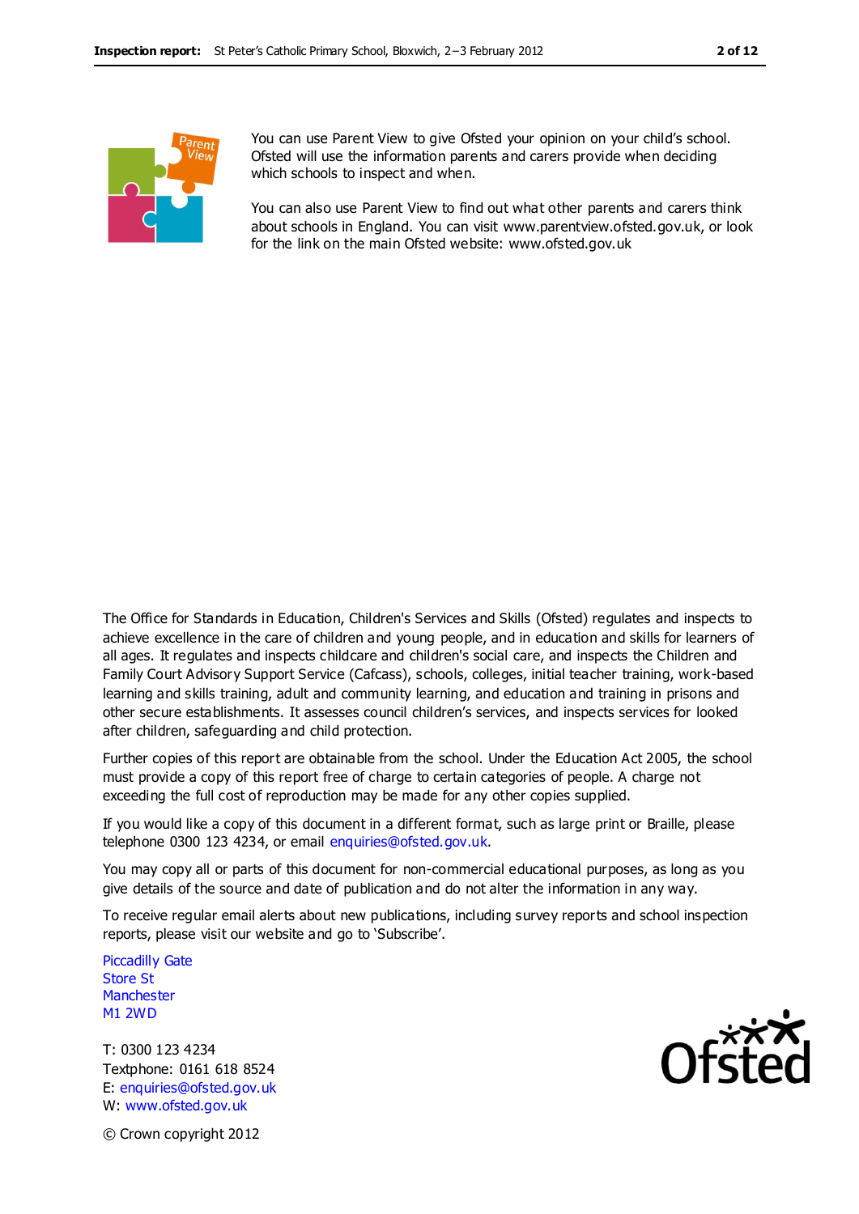You can use Parent View to give Ofsted your opinion on your child's school. Ofsted will use the information parents and carers provide when deciding which schools to inspect and when.

You can also use Parent View to find out what other parents and carers think about schools in England. You can visit www.parentview.ofsted.gov.uk, or look for the link on the main Ofsted website: www.ofsted.gov.uk

The Office for Standards in Education, Children's Services and Skills (Ofsted) regulates and inspects to achieve excellence in the care of children and young people, and in education and skills for learners of all ages. It regulates and inspects childcare and children's social care, and inspects the Children and Family Court Advisory Support Service (Cafcass), schools, colleges, initial teacher training, work-based learning and skills training, adult and community learning, and education and training in prisons and other secure establishments. It assesses council children's services, and inspects services for looked after children, safeguarding and child protection.

Further copies of this report are obtainable from the school. Under the Education Act 2005, the school must provide a copy of this report free of charge to certain categories of people. A charge not exceeding the full cost of reproduction may be made for any other copies supplied.

If you would like a copy of this document in a different format, such as large print or Braille, please telephone 0300 123 4234, or email enquiries@ofsted.gov.uk.

You may copy all or parts of this document for non-commercial educational purposes, as long as you give details of the source and date of publication and do not alter the information in any way.

To receive regular email alerts about new publications, including survey reports and school inspection reports, please visit our website and go to 'Subscribe'.

Piccadilly Gate
Store St
Manchester
M1 2WD

T: 0300 123 4234
Textphone: 0161 618 8524
E: enquiries@ofsted.gov.uk
W: www.ofsted.gov.uk

© Crown copyright 2012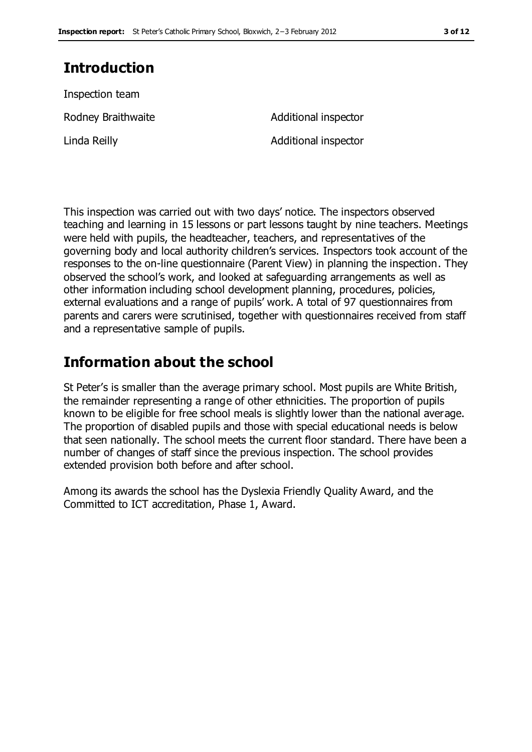## Introduction

Inspection team

| | |
|---|---|
| Rodney Braithwaite | Additional inspector |
| Linda Reilly | Additional inspector |

This inspection was carried out with two days' notice. The inspectors observed teaching and learning in 15 lessons or part lessons taught by nine teachers. Meetings were held with pupils, the headteacher, teachers, and representatives of the governing body and local authority children's services. Inspectors took account of the responses to the on-line questionnaire (Parent View) in planning the inspection. They observed the school's work, and looked at safeguarding arrangements as well as other information including school development planning, procedures, policies, external evaluations and a range of pupils' work. A total of 97 questionnaires from parents and carers were scrutinised, together with questionnaires received from staff and a representative sample of pupils.

## Information about the school

St Peter's is smaller than the average primary school. Most pupils are White British, the remainder representing a range of other ethnicities. The proportion of pupils known to be eligible for free school meals is slightly lower than the national average. The proportion of disabled pupils and those with special educational needs is below that seen nationally. The school meets the current floor standard. There have been a number of changes of staff since the previous inspection. The school provides extended provision both before and after school.

Among its awards the school has the Dyslexia Friendly Quality Award, and the Committed to ICT accreditation, Phase 1, Award.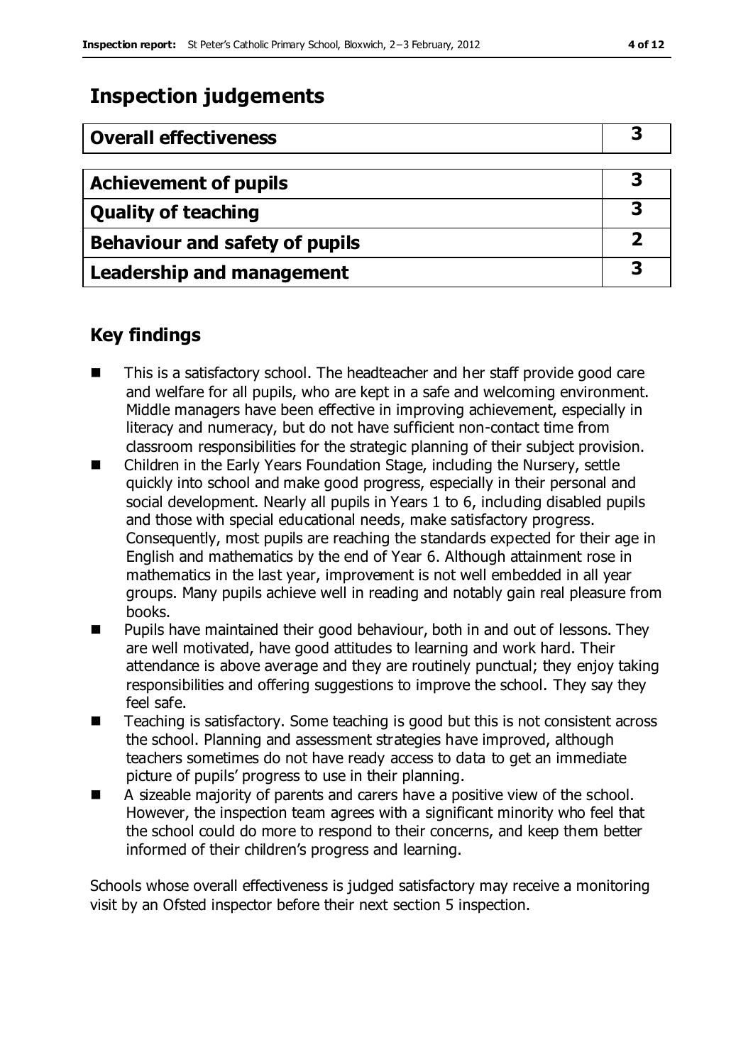## Inspection judgements

| Overall effectiveness | 3 |
| --- | --- |

| Achievement of pupils | 3 |
| --- | --- |
| Quality of teaching | 3 |
| Behaviour and safety of pupils | 2 |
| Leadership and management | 3 |

## Key findings

- This is a satisfactory school. The headteacher and her staff provide good care and welfare for all pupils, who are kept in a safe and welcoming environment. Middle managers have been effective in improving achievement, especially in literacy and numeracy, but do not have sufficient non-contact time from classroom responsibilities for the strategic planning of their subject provision.
- Children in the Early Years Foundation Stage, including the Nursery, settle quickly into school and make good progress, especially in their personal and social development. Nearly all pupils in Years 1 to 6, including disabled pupils and those with special educational needs, make satisfactory progress. Consequently, most pupils are reaching the standards expected for their age in English and mathematics by the end of Year 6. Although attainment rose in mathematics in the last year, improvement is not well embedded in all year groups. Many pupils achieve well in reading and notably gain real pleasure from books.
- Pupils have maintained their good behaviour, both in and out of lessons. They are well motivated, have good attitudes to learning and work hard. Their attendance is above average and they are routinely punctual; they enjoy taking responsibilities and offering suggestions to improve the school. They say they feel safe.
- Teaching is satisfactory. Some teaching is good but this is not consistent across the school. Planning and assessment strategies have improved, although teachers sometimes do not have ready access to data to get an immediate picture of pupils' progress to use in their planning.
- A sizeable majority of parents and carers have a positive view of the school. However, the inspection team agrees with a significant minority who feel that the school could do more to respond to their concerns, and keep them better informed of their children's progress and learning.

Schools whose overall effectiveness is judged satisfactory may receive a monitoring visit by an Ofsted inspector before their next section 5 inspection.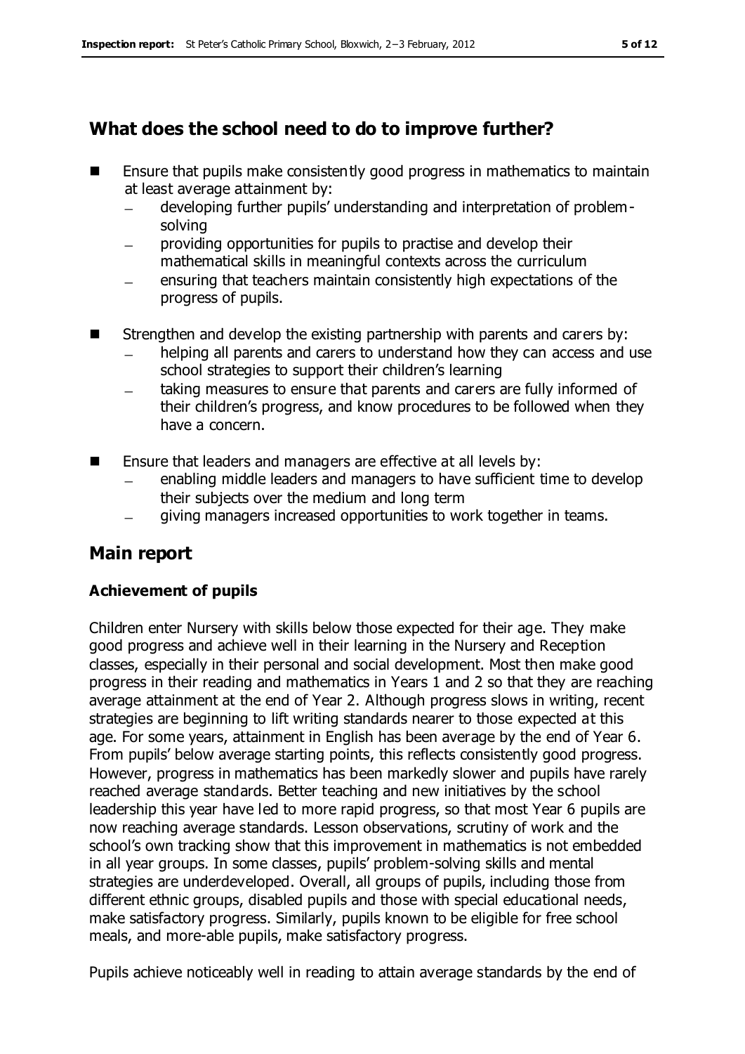## What does the school need to do to improve further?

- Ensure that pupils make consistently good progress in mathematics to maintain at least average attainment by:
  - developing further pupils' understanding and interpretation of problem-solving
  - providing opportunities for pupils to practise and develop their mathematical skills in meaningful contexts across the curriculum
  - ensuring that teachers maintain consistently high expectations of the progress of pupils.
- Strengthen and develop the existing partnership with parents and carers by:
  - helping all parents and carers to understand how they can access and use school strategies to support their children's learning
  - taking measures to ensure that parents and carers are fully informed of their children's progress, and know procedures to be followed when they have a concern.
- Ensure that leaders and managers are effective at all levels by:
  - enabling middle leaders and managers to have sufficient time to develop their subjects over the medium and long term
  - giving managers increased opportunities to work together in teams.

## Main report

### Achievement of pupils

Children enter Nursery with skills below those expected for their age. They make good progress and achieve well in their learning in the Nursery and Reception classes, especially in their personal and social development. Most then make good progress in their reading and mathematics in Years 1 and 2 so that they are reaching average attainment at the end of Year 2. Although progress slows in writing, recent strategies are beginning to lift writing standards nearer to those expected at this age. For some years, attainment in English has been average by the end of Year 6. From pupils' below average starting points, this reflects consistently good progress. However, progress in mathematics has been markedly slower and pupils have rarely reached average standards. Better teaching and new initiatives by the school leadership this year have led to more rapid progress, so that most Year 6 pupils are now reaching average standards. Lesson observations, scrutiny of work and the school's own tracking show that this improvement in mathematics is not embedded in all year groups. In some classes, pupils' problem-solving skills and mental strategies are underdeveloped. Overall, all groups of pupils, including those from different ethnic groups, disabled pupils and those with special educational needs, make satisfactory progress. Similarly, pupils known to be eligible for free school meals, and more-able pupils, make satisfactory progress.

Pupils achieve noticeably well in reading to attain average standards by the end of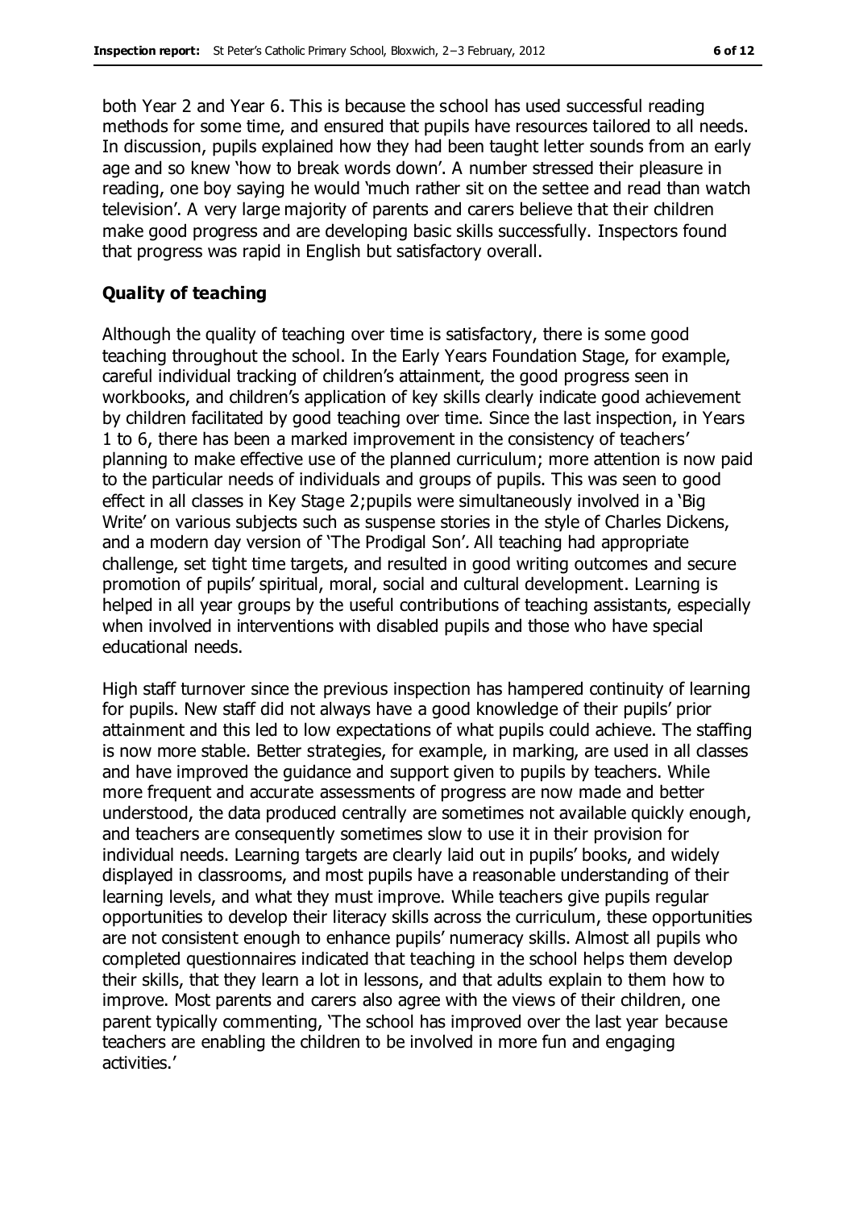both Year 2 and Year 6. This is because the school has used successful reading methods for some time, and ensured that pupils have resources tailored to all needs. In discussion, pupils explained how they had been taught letter sounds from an early age and so knew 'how to break words down'. A number stressed their pleasure in reading, one boy saying he would 'much rather sit on the settee and read than watch television'. A very large majority of parents and carers believe that their children make good progress and are developing basic skills successfully. Inspectors found that progress was rapid in English but satisfactory overall.

### Quality of teaching

Although the quality of teaching over time is satisfactory, there is some good teaching throughout the school. In the Early Years Foundation Stage, for example, careful individual tracking of children's attainment, the good progress seen in workbooks, and children's application of key skills clearly indicate good achievement by children facilitated by good teaching over time. Since the last inspection, in Years 1 to 6, there has been a marked improvement in the consistency of teachers' planning to make effective use of the planned curriculum; more attention is now paid to the particular needs of individuals and groups of pupils. This was seen to good effect in all classes in Key Stage 2; pupils were simultaneously involved in a 'Big Write' on various subjects such as suspense stories in the style of Charles Dickens, and a modern day version of 'The Prodigal Son'. All teaching had appropriate challenge, set tight time targets, and resulted in good writing outcomes and secure promotion of pupils' spiritual, moral, social and cultural development. Learning is helped in all year groups by the useful contributions of teaching assistants, especially when involved in interventions with disabled pupils and those who have special educational needs.

High staff turnover since the previous inspection has hampered continuity of learning for pupils. New staff did not always have a good knowledge of their pupils' prior attainment and this led to low expectations of what pupils could achieve. The staffing is now more stable. Better strategies, for example, in marking, are used in all classes and have improved the guidance and support given to pupils by teachers. While more frequent and accurate assessments of progress are now made and better understood, the data produced centrally are sometimes not available quickly enough, and teachers are consequently sometimes slow to use it in their provision for individual needs. Learning targets are clearly laid out in pupils' books, and widely displayed in classrooms, and most pupils have a reasonable understanding of their learning levels, and what they must improve. While teachers give pupils regular opportunities to develop their literacy skills across the curriculum, these opportunities are not consistent enough to enhance pupils' numeracy skills. Almost all pupils who completed questionnaires indicated that teaching in the school helps them develop their skills, that they learn a lot in lessons, and that adults explain to them how to improve. Most parents and carers also agree with the views of their children, one parent typically commenting, 'The school has improved over the last year because teachers are enabling the children to be involved in more fun and engaging activities.'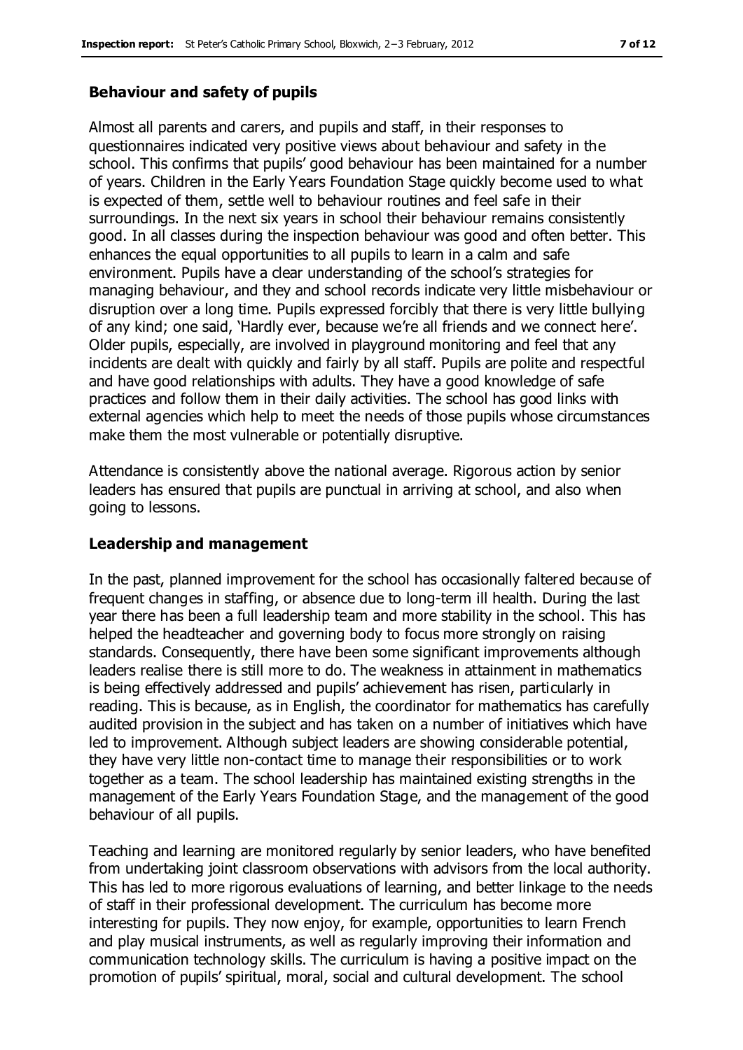### Behaviour and safety of pupils

Almost all parents and carers, and pupils and staff, in their responses to questionnaires indicated very positive views about behaviour and safety in the school. This confirms that pupils' good behaviour has been maintained for a number of years. Children in the Early Years Foundation Stage quickly become used to what is expected of them, settle well to behaviour routines and feel safe in their surroundings. In the next six years in school their behaviour remains consistently good. In all classes during the inspection behaviour was good and often better. This enhances the equal opportunities to all pupils to learn in a calm and safe environment. Pupils have a clear understanding of the school's strategies for managing behaviour, and they and school records indicate very little misbehaviour or disruption over a long time. Pupils expressed forcibly that there is very little bullying of any kind; one said, 'Hardly ever, because we're all friends and we connect here'. Older pupils, especially, are involved in playground monitoring and feel that any incidents are dealt with quickly and fairly by all staff. Pupils are polite and respectful and have good relationships with adults. They have a good knowledge of safe practices and follow them in their daily activities. The school has good links with external agencies which help to meet the needs of those pupils whose circumstances make them the most vulnerable or potentially disruptive.

Attendance is consistently above the national average. Rigorous action by senior leaders has ensured that pupils are punctual in arriving at school, and also when going to lessons.

### Leadership and management

In the past, planned improvement for the school has occasionally faltered because of frequent changes in staffing, or absence due to long-term ill health. During the last year there has been a full leadership team and more stability in the school. This has helped the headteacher and governing body to focus more strongly on raising standards. Consequently, there have been some significant improvements although leaders realise there is still more to do. The weakness in attainment in mathematics is being effectively addressed and pupils' achievement has risen, particularly in reading. This is because, as in English, the coordinator for mathematics has carefully audited provision in the subject and has taken on a number of initiatives which have led to improvement. Although subject leaders are showing considerable potential, they have very little non-contact time to manage their responsibilities or to work together as a team. The school leadership has maintained existing strengths in the management of the Early Years Foundation Stage, and the management of the good behaviour of all pupils.

Teaching and learning are monitored regularly by senior leaders, who have benefited from undertaking joint classroom observations with advisors from the local authority. This has led to more rigorous evaluations of learning, and better linkage to the needs of staff in their professional development. The curriculum has become more interesting for pupils. They now enjoy, for example, opportunities to learn French and play musical instruments, as well as regularly improving their information and communication technology skills. The curriculum is having a positive impact on the promotion of pupils' spiritual, moral, social and cultural development. The school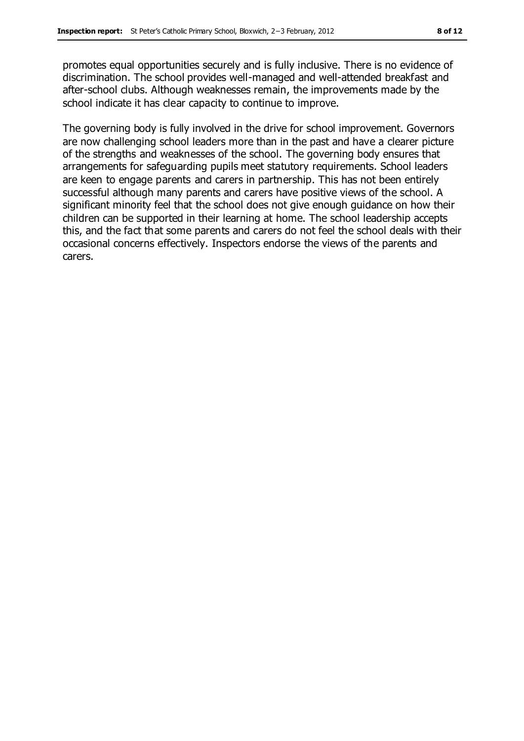promotes equal opportunities securely and is fully inclusive. There is no evidence of discrimination. The school provides well-managed and well-attended breakfast and after-school clubs. Although weaknesses remain, the improvements made by the school indicate it has clear capacity to continue to improve.

The governing body is fully involved in the drive for school improvement. Governors are now challenging school leaders more than in the past and have a clearer picture of the strengths and weaknesses of the school. The governing body ensures that arrangements for safeguarding pupils meet statutory requirements. School leaders are keen to engage parents and carers in partnership. This has not been entirely successful although many parents and carers have positive views of the school. A significant minority feel that the school does not give enough guidance on how their children can be supported in their learning at home. The school leadership accepts this, and the fact that some parents and carers do not feel the school deals with their occasional concerns effectively. Inspectors endorse the views of the parents and carers.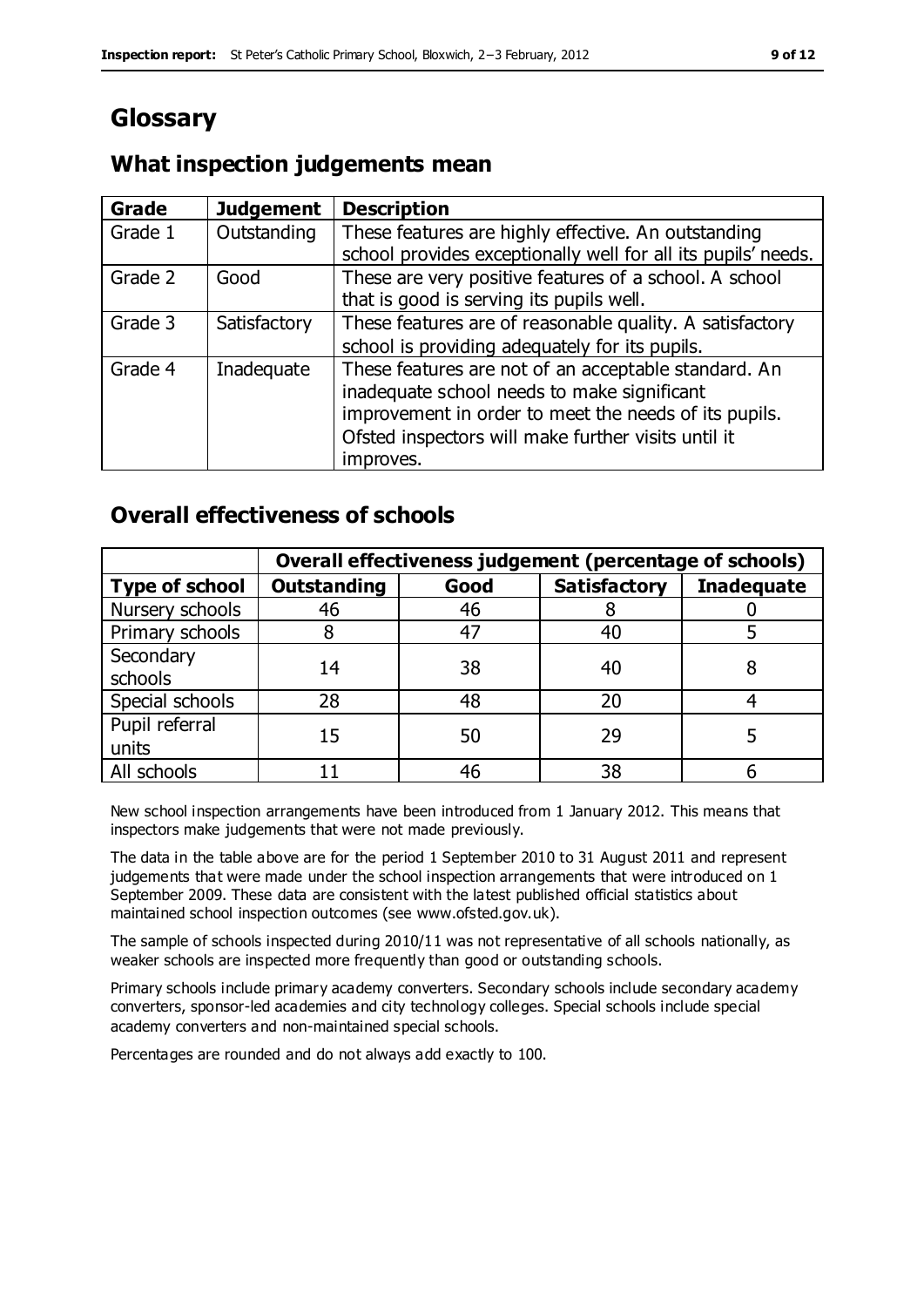# Glossary

## What inspection judgements mean

| Grade | Judgement | Description |
|---|---|---|
| Grade 1 | Outstanding | These features are highly effective. An outstanding school provides exceptionally well for all its pupils' needs. |
| Grade 2 | Good | These are very positive features of a school. A school that is good is serving its pupils well. |
| Grade 3 | Satisfactory | These features are of reasonable quality. A satisfactory school is providing adequately for its pupils. |
| Grade 4 | Inadequate | These features are not of an acceptable standard. An inadequate school needs to make significant improvement in order to meet the needs of its pupils. Ofsted inspectors will make further visits until it improves. |

## Overall effectiveness of schools

| | Overall effectiveness judgement (percentage of schools) | | | |
|---|---|---|---|---|
| **Type of school** | **Outstanding** | **Good** | **Satisfactory** | **Inadequate** |
| Nursery schools | 46 | 46 | 8 | 0 |
| Primary schools | 8 | 47 | 40 | 5 |
| Secondary schools | 14 | 38 | 40 | 8 |
| Special schools | 28 | 48 | 20 | 4 |
| Pupil referral units | 15 | 50 | 29 | 5 |
| All schools | 11 | 46 | 38 | 6 |

New school inspection arrangements have been introduced from 1 January 2012. This means that inspectors make judgements that were not made previously.

The data in the table above are for the period 1 September 2010 to 31 August 2011 and represent judgements that were made under the school inspection arrangements that were introduced on 1 September 2009. These data are consistent with the latest published official statistics about maintained school inspection outcomes (see www.ofsted.gov.uk).

The sample of schools inspected during 2010/11 was not representative of all schools nationally, as weaker schools are inspected more frequently than good or outstanding schools.

Primary schools include primary academy converters. Secondary schools include secondary academy converters, sponsor-led academies and city technology colleges. Special schools include special academy converters and non-maintained special schools.

Percentages are rounded and do not always add exactly to 100.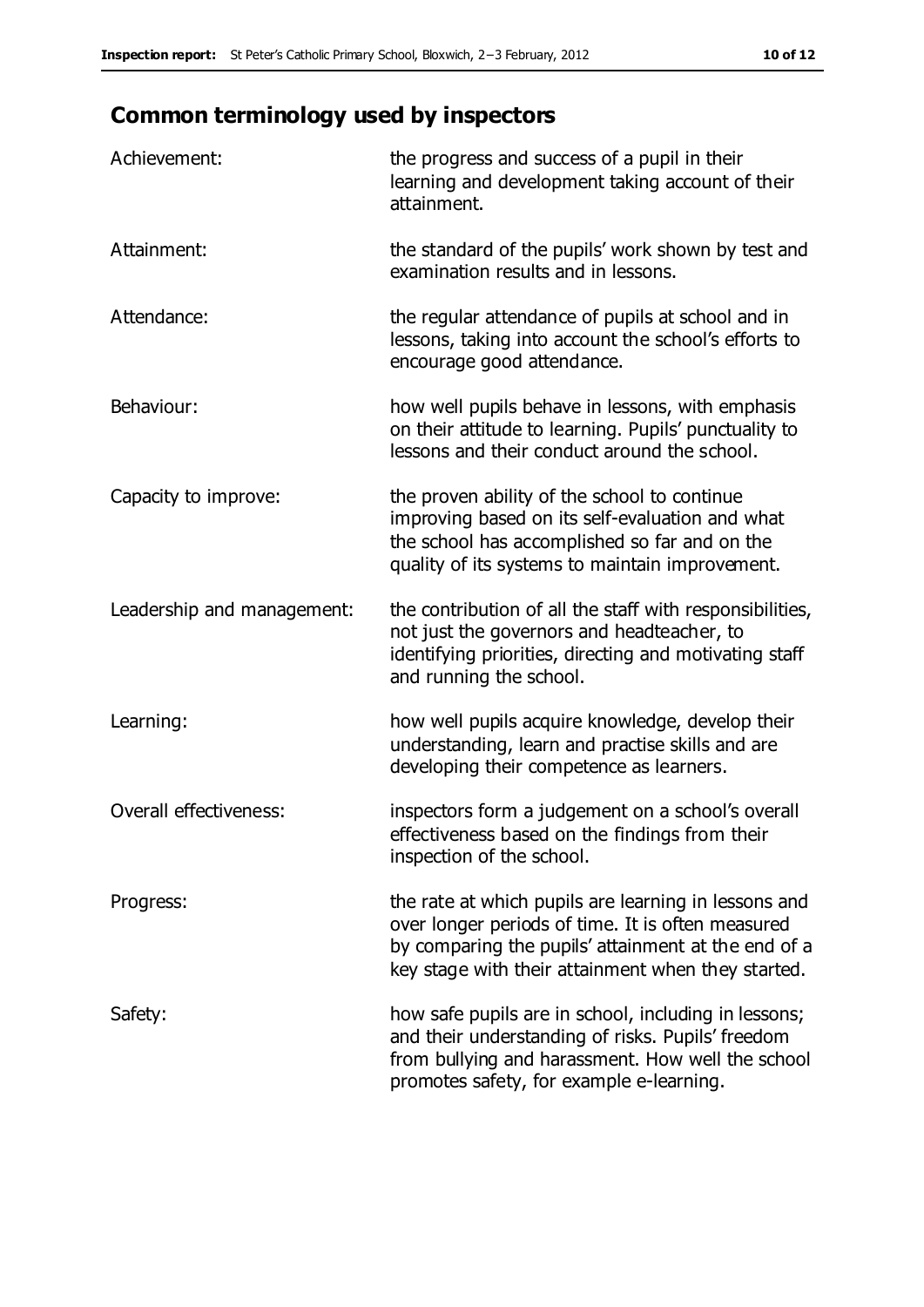## Common terminology used by inspectors

| | |
|---|---|
| Achievement: | the progress and success of a pupil in their learning and development taking account of their attainment. |
| Attainment: | the standard of the pupils' work shown by test and examination results and in lessons. |
| Attendance: | the regular attendance of pupils at school and in lessons, taking into account the school's efforts to encourage good attendance. |
| Behaviour: | how well pupils behave in lessons, with emphasis on their attitude to learning. Pupils' punctuality to lessons and their conduct around the school. |
| Capacity to improve: | the proven ability of the school to continue improving based on its self-evaluation and what the school has accomplished so far and on the quality of its systems to maintain improvement. |
| Leadership and management: | the contribution of all the staff with responsibilities, not just the governors and headteacher, to identifying priorities, directing and motivating staff and running the school. |
| Learning: | how well pupils acquire knowledge, develop their understanding, learn and practise skills and are developing their competence as learners. |
| Overall effectiveness: | inspectors form a judgement on a school's overall effectiveness based on the findings from their inspection of the school. |
| Progress: | the rate at which pupils are learning in lessons and over longer periods of time. It is often measured by comparing the pupils' attainment at the end of a key stage with their attainment when they started. |
| Safety: | how safe pupils are in school, including in lessons; and their understanding of risks. Pupils' freedom from bullying and harassment. How well the school promotes safety, for example e-learning. |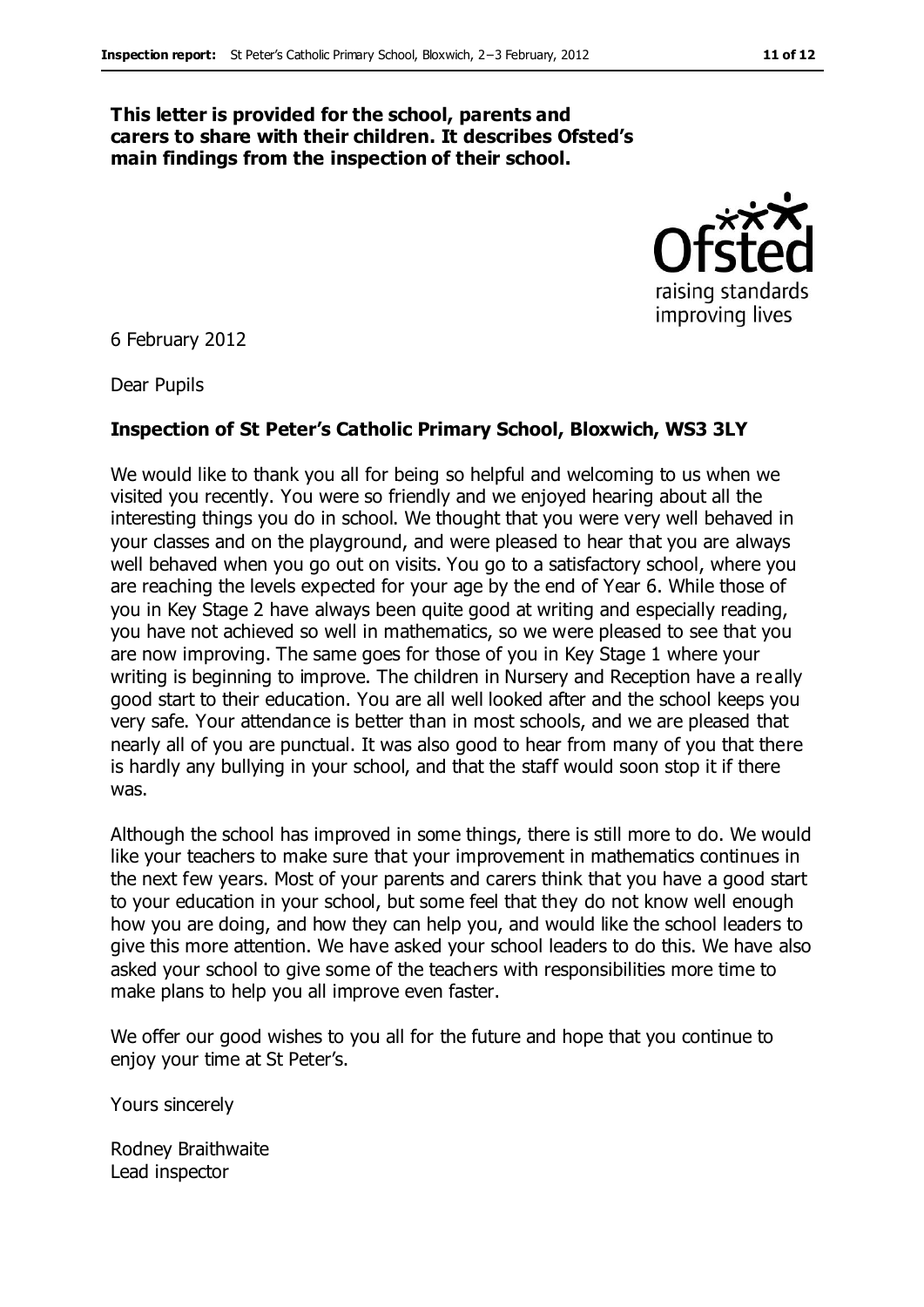**This letter is provided for the school, parents and carers to share with their children. It describes Ofsted's main findings from the inspection of their school.**

6 February 2012

Dear Pupils

**Inspection of St Peter's Catholic Primary School, Bloxwich, WS3 3LY**

We would like to thank you all for being so helpful and welcoming to us when we visited you recently. You were so friendly and we enjoyed hearing about all the interesting things you do in school. We thought that you were very well behaved in your classes and on the playground, and were pleased to hear that you are always well behaved when you go out on visits. You go to a satisfactory school, where you are reaching the levels expected for your age by the end of Year 6. While those of you in Key Stage 2 have always been quite good at writing and especially reading, you have not achieved so well in mathematics, so we were pleased to see that you are now improving. The same goes for those of you in Key Stage 1 where your writing is beginning to improve. The children in Nursery and Reception have a really good start to their education. You are all well looked after and the school keeps you very safe. Your attendance is better than in most schools, and we are pleased that nearly all of you are punctual. It was also good to hear from many of you that there is hardly any bullying in your school, and that the staff would soon stop it if there was.

Although the school has improved in some things, there is still more to do. We would like your teachers to make sure that your improvement in mathematics continues in the next few years. Most of your parents and carers think that you have a good start to your education in your school, but some feel that they do not know well enough how you are doing, and how they can help you, and would like the school leaders to give this more attention. We have asked your school leaders to do this. We have also asked your school to give some of the teachers with responsibilities more time to make plans to help you all improve even faster.

We offer our good wishes to you all for the future and hope that you continue to enjoy your time at St Peter's.

Yours sincerely

Rodney Braithwaite
Lead inspector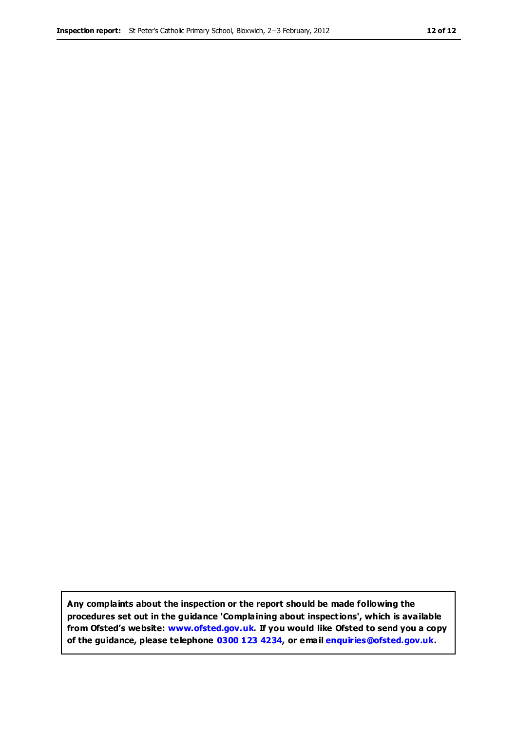**Any complaints about the inspection or the report should be made following the procedures set out in the guidance 'Complaining about inspections', which is available from Ofsted's website: www.ofsted.gov.uk. If you would like Ofsted to send you a copy of the guidance, please telephone 0300 123 4234, or email enquiries@ofsted.gov.uk.**